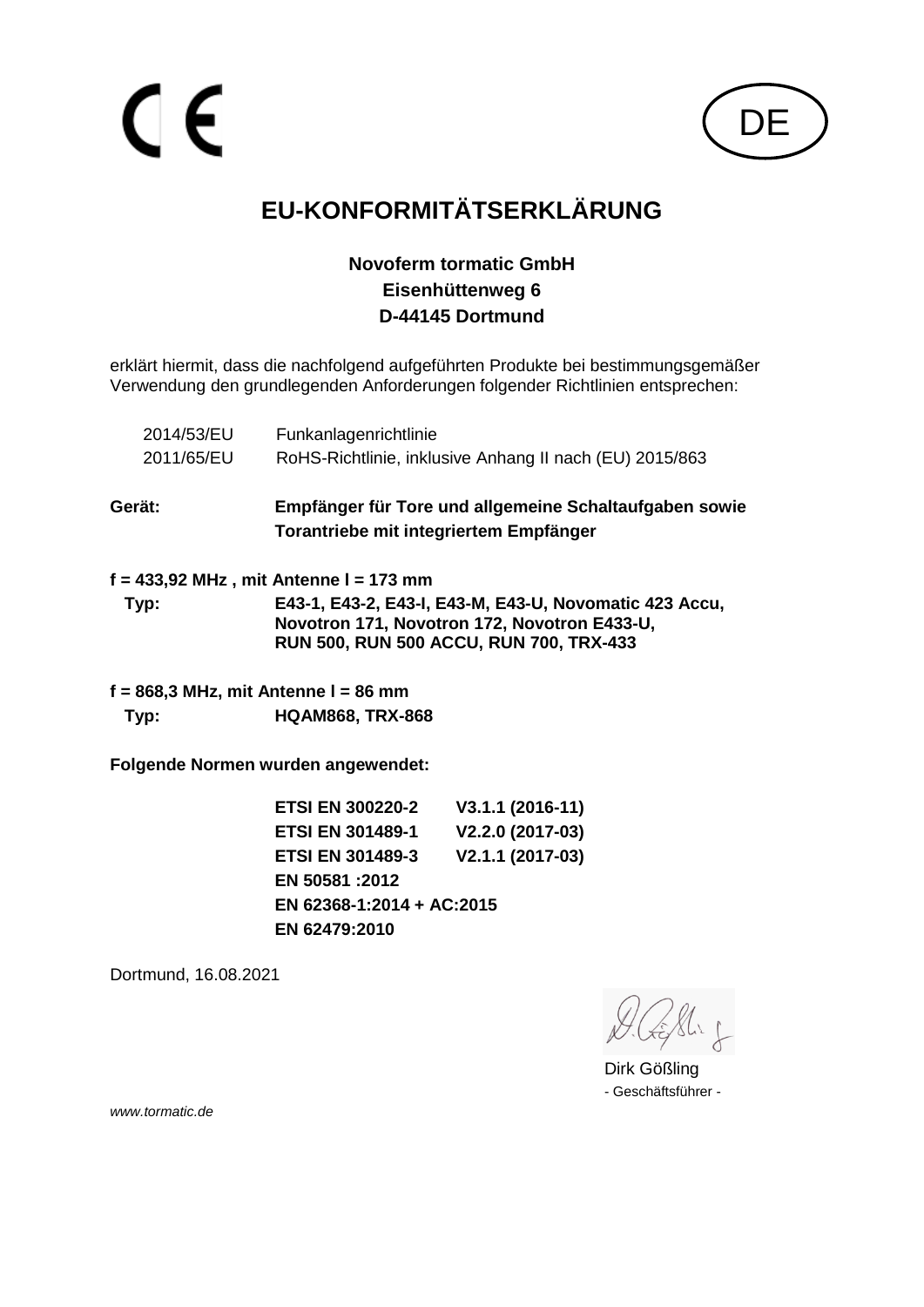CE

DE

# EU-KONFORMITÄTSERKLÄRUNG

**Novoferm tormatic GmbH**
**Eisenhüttenweg 6**
**D-44145 Dortmund**

erklärt hiermit, dass die nachfolgend aufgeführten Produkte bei bestimmungsgemäßer Verwendung den grundlegenden Anforderungen folgender Richtlinien entsprechen:

| | |
|---|---|
| 2014/53/EU | Funkanlagenrichtlinie |
| 2011/65/EU | RoHS-Richtlinie, inklusive Anhang II nach (EU) 2015/863 |

**Gerät:** **Empfänger für Tore und allgemeine Schaltaufgaben sowie Torantriebe mit integriertem Empfänger**

**f = 433,92 MHz , mit Antenne l = 173 mm**

**Typ:** **E43-1, E43-2, E43-I, E43-M, E43-U, Novomatic 423 Accu, Novotron 171, Novotron 172, Novotron E433-U, RUN 500, RUN 500 ACCU, RUN 700, TRX-433**

**f = 868,3 MHz, mit Antenne l = 86 mm**

**Typ:** **HQAM868, TRX-868**

**Folgende Normen wurden angewendet:**

| | |
|---|---|
| **ETSI EN 300220-2** | **V3.1.1 (2016-11)** |
| **ETSI EN 301489-1** | **V2.2.0 (2017-03)** |
| **ETSI EN 301489-3** | **V2.1.1 (2017-03)** |
| **EN 50581 :2012** | |
| **EN 62368-1:2014 + AC:2015** | |
| **EN 62479:2010** | |

Dortmund, 16.08.2021

Dirk Gößling
- Geschäftsführer -

*www.tormatic.de*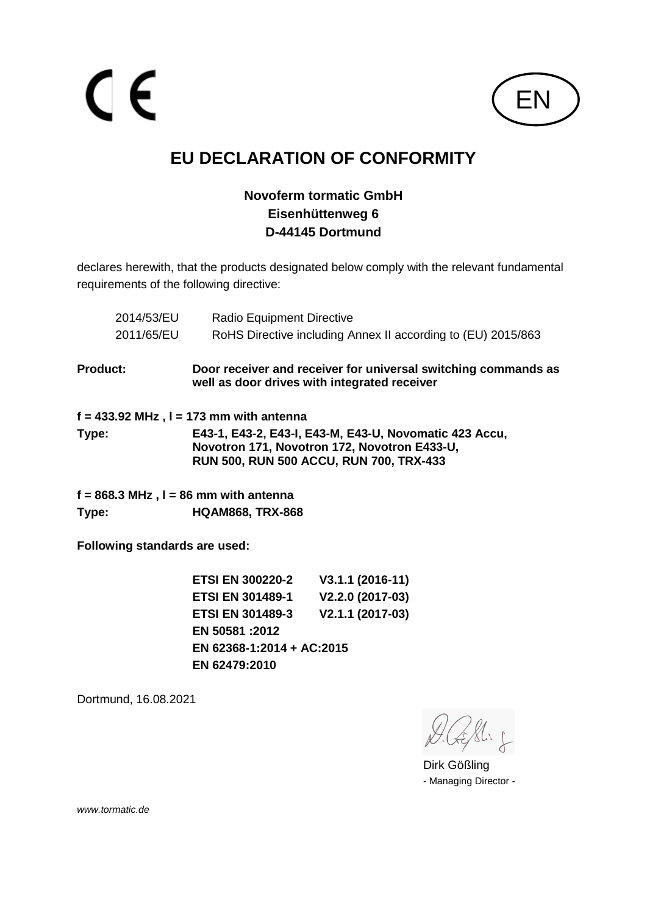CE

EN

# EU DECLARATION OF CONFORMITY

**Novoferm tormatic GmbH**
**Eisenhüttenweg 6**
**D-44145 Dortmund**

declares herewith, that the products designated below comply with the relevant fundamental requirements of the following directive:

| | |
|---|---|
| 2014/53/EU | Radio Equipment Directive |
| 2011/65/EU | RoHS Directive including Annex II according to (EU) 2015/863 |

**Product:** **Door receiver and receiver for universal switching commands as well as door drives with integrated receiver**

**f = 433.92 MHz , l = 173 mm with antenna**

**Type:** **E43-1, E43-2, E43-I, E43-M, E43-U, Novomatic 423 Accu, Novotron 171, Novotron 172, Novotron E433-U, RUN 500, RUN 500 ACCU, RUN 700, TRX-433**

**f = 868.3 MHz , l = 86 mm with antenna**

**Type:** **HQAM868, TRX-868**

**Following standards are used:**

| | |
|---|---|
| **ETSI EN 300220-2** | **V3.1.1 (2016-11)** |
| **ETSI EN 301489-1** | **V2.2.0 (2017-03)** |
| **ETSI EN 301489-3** | **V2.1.1 (2017-03)** |
| **EN 50581 :2012** | |
| **EN 62368-1:2014 + AC:2015** | |
| **EN 62479:2010** | |

Dortmund, 16.08.2021

Dirk Gößling
- Managing Director -

*www.tormatic.de*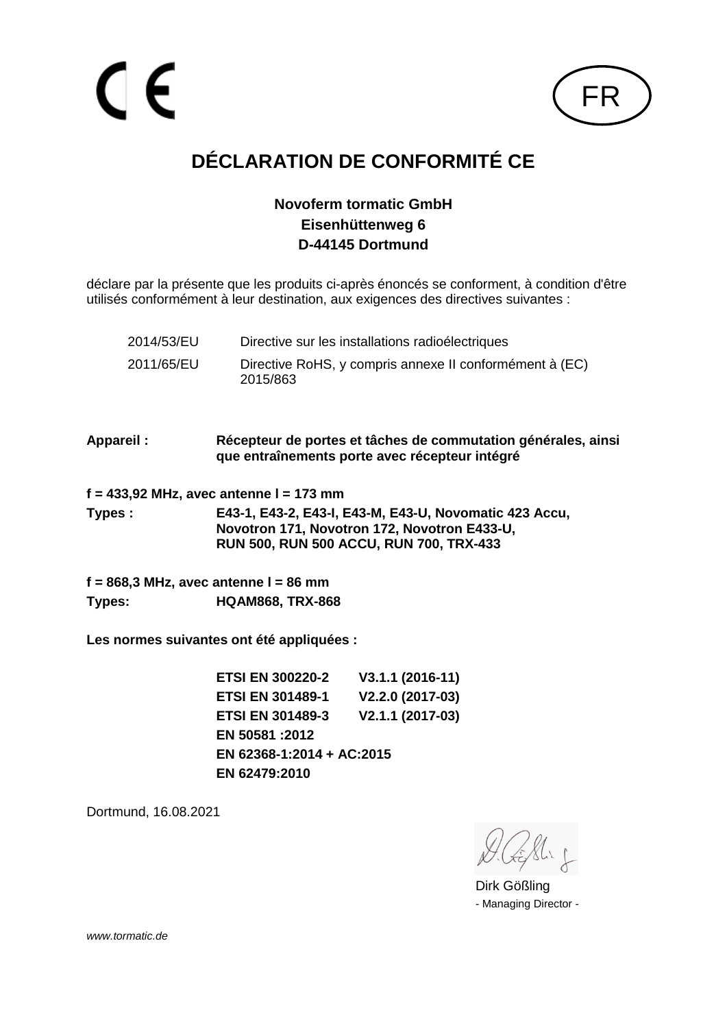CE

FR

# DÉCLARATION DE CONFORMITÉ CE

**Novoferm tormatic GmbH**
**Eisenhüttenweg 6**
**D-44145 Dortmund**

déclare par la présente que les produits ci-après énoncés se conforment, à condition d'être utilisés conformément à leur destination, aux exigences des directives suivantes :

| | |
|---|---|
| 2014/53/EU | Directive sur les installations radioélectriques |
| 2011/65/EU | Directive RoHS, y compris annexe II conformément à (EC) 2015/863 |

**Appareil :** **Récepteur de portes et tâches de commutation générales, ainsi que entraînements porte avec récepteur intégré**

**f = 433,92 MHz, avec antenne l = 173 mm**

**Types :** **E43-1, E43-2, E43-I, E43-M, E43-U, Novomatic 423 Accu, Novotron 171, Novotron 172, Novotron E433-U, RUN 500, RUN 500 ACCU, RUN 700, TRX-433**

**f = 868,3 MHz, avec antenne l = 86 mm**

**Types:** **HQAM868, TRX-868**

**Les normes suivantes ont été appliquées :**

| | |
|---|---|
| **ETSI EN 300220-2** | **V3.1.1 (2016-11)** |
| **ETSI EN 301489-1** | **V2.2.0 (2017-03)** |
| **ETSI EN 301489-3** | **V2.1.1 (2017-03)** |
| **EN 50581 :2012** | |
| **EN 62368-1:2014 + AC:2015** | |
| **EN 62479:2010** | |

Dortmund, 16.08.2021

Dirk Gößling
- Managing Director -

*www.tormatic.de*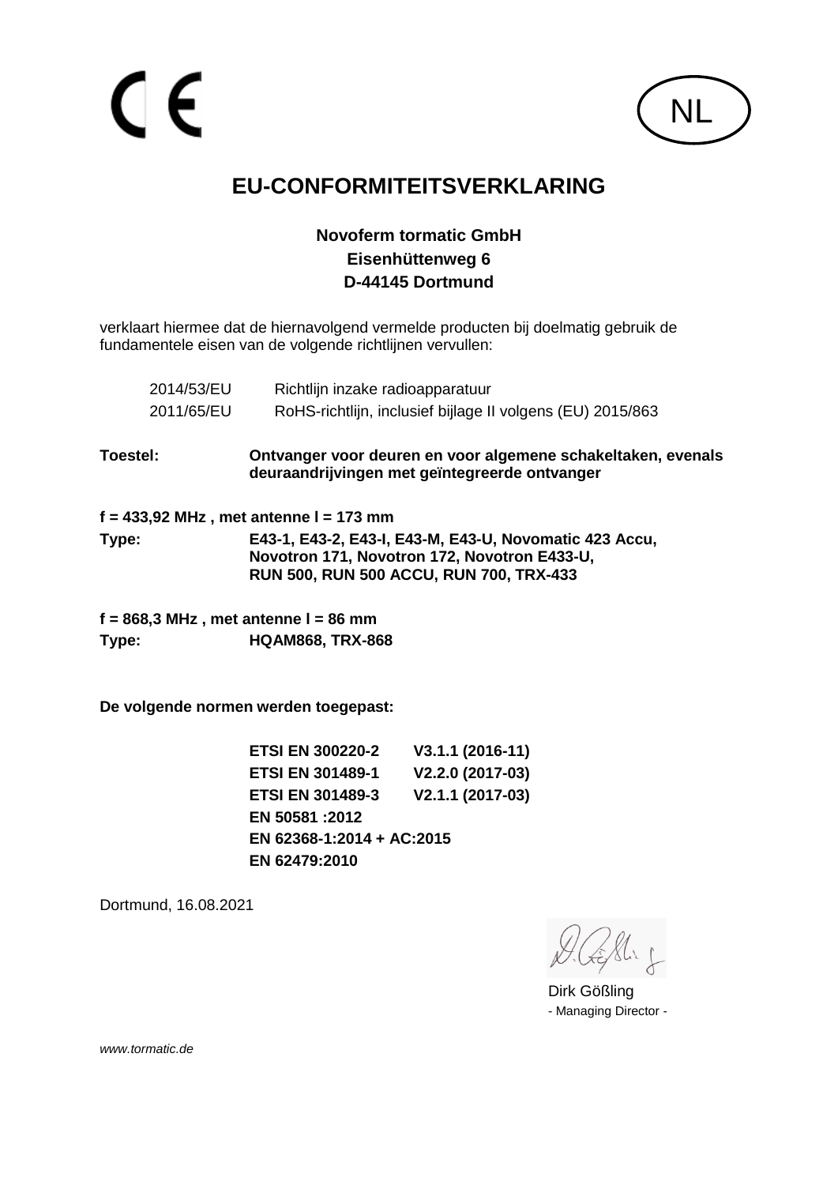CE

NL

# EU-CONFORMITEITSVERKLARING

**Novoferm tormatic GmbH**
**Eisenhüttenweg 6**
**D-44145 Dortmund**

verklaart hiermee dat de hiernavolgend vermelde producten bij doelmatig gebruik de fundamentele eisen van de volgende richtlijnen vervullen:

| | |
|---|---|
| 2014/53/EU | Richtlijn inzake radioapparatuur |
| 2011/65/EU | RoHS-richtlijn, inclusief bijlage II volgens (EU) 2015/863 |

**Toestel:** **Ontvanger voor deuren en voor algemene schakeltaken, evenals deuraandrijvingen met geïntegreerde ontvanger**

**f = 433,92 MHz , met antenne l = 173 mm**

**Type:** **E43-1, E43-2, E43-I, E43-M, E43-U, Novomatic 423 Accu, Novotron 171, Novotron 172, Novotron E433-U, RUN 500, RUN 500 ACCU, RUN 700, TRX-433**

**f = 868,3 MHz , met antenne l = 86 mm**

**Type:** **HQAM868, TRX-868**

**De volgende normen werden toegepast:**

**ETSI EN 300220-2 V3.1.1 (2016-11)**
**ETSI EN 301489-1 V2.2.0 (2017-03)**
**ETSI EN 301489-3 V2.1.1 (2017-03)**
**EN 50581 :2012**
**EN 62368-1:2014 + AC:2015**
**EN 62479:2010**

Dortmund, 16.08.2021

Dirk Gößling
- Managing Director -

*www.tormatic.de*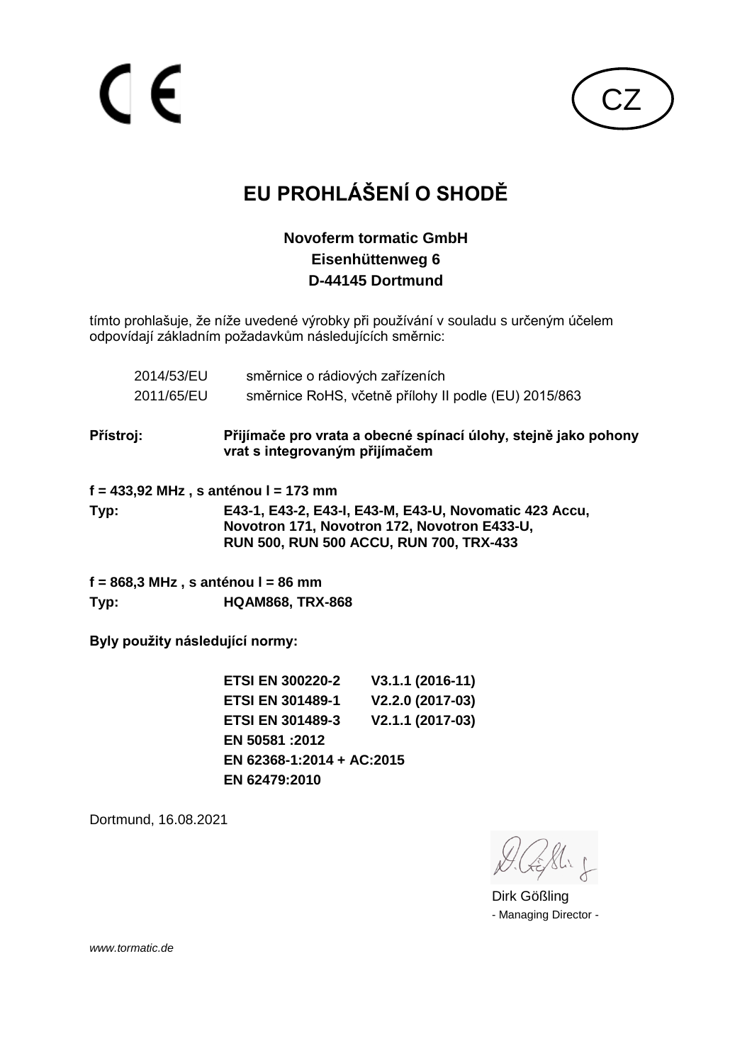CE

CZ

# EU PROHLÁŠENÍ O SHODĚ

**Novoferm tormatic GmbH**
**Eisenhüttenweg 6**
**D-44145 Dortmund**

tímto prohlašuje, že níže uvedené výrobky při používání v souladu s určeným účelem odpovídají základním požadavkům následujících směrnic:

| | |
|---|---|
| 2014/53/EU | směrnice o rádiových zařízeních |
| 2011/65/EU | směrnice RoHS, včetně přílohy II podle (EU) 2015/863 |

**Přístroj:** **Přijímače pro vrata a obecné spínací úlohy, stejně jako pohony vrat s integrovaným přijímačem**

**f = 433,92 MHz , s anténou l = 173 mm**

**Typ:** **E43-1, E43-2, E43-I, E43-M, E43-U, Novomatic 423 Accu, Novotron 171, Novotron 172, Novotron E433-U, RUN 500, RUN 500 ACCU, RUN 700, TRX-433**

**f = 868,3 MHz , s anténou l = 86 mm**

**Typ:** **HQAM868, TRX-868**

**Byly použity následující normy:**

| | |
|---|---|
| **ETSI EN 300220-2** | **V3.1.1 (2016-11)** |
| **ETSI EN 301489-1** | **V2.2.0 (2017-03)** |
| **ETSI EN 301489-3** | **V2.1.1 (2017-03)** |
| **EN 50581 :2012** | |
| **EN 62368-1:2014 + AC:2015** | |
| **EN 62479:2010** | |

Dortmund, 16.08.2021

Dirk Gößling
- Managing Director -

*www.tormatic.de*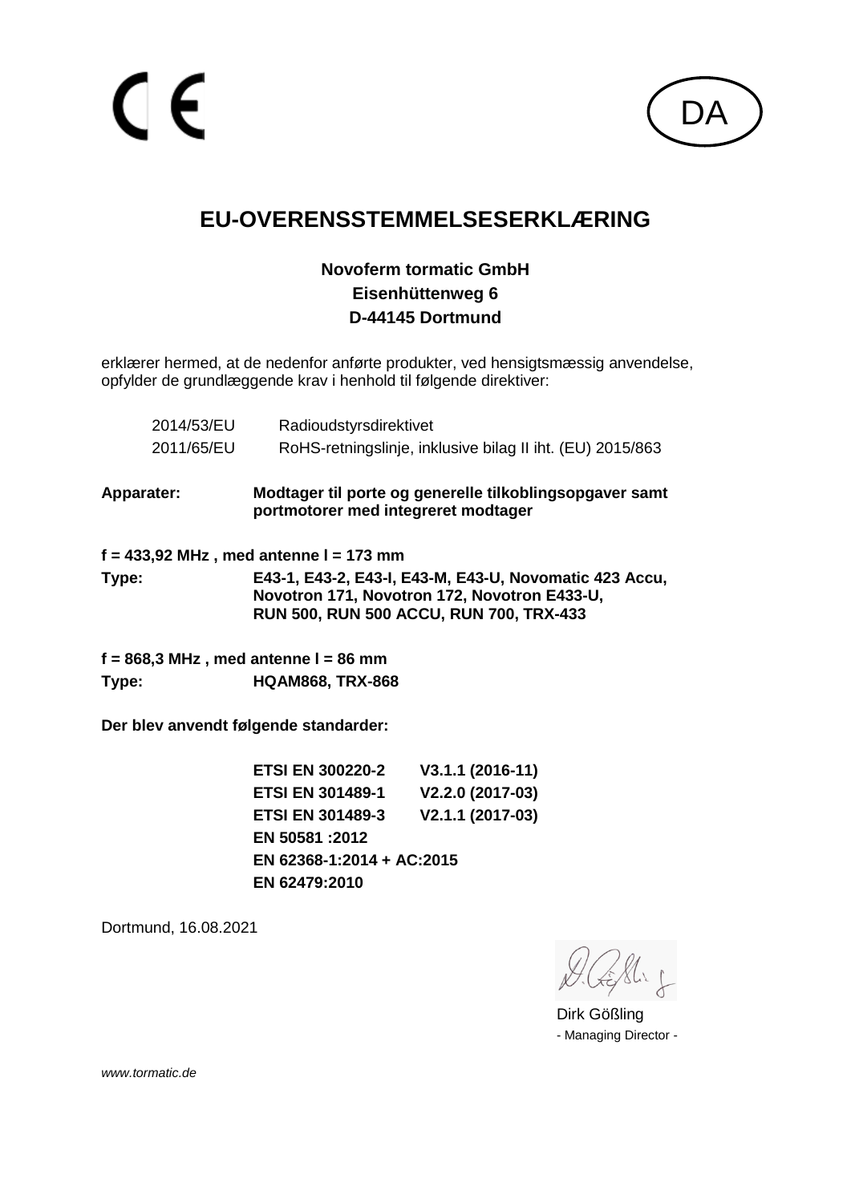CE

DA

# EU-OVERENSSTEMMELSESERKLÆRING

**Novoferm tormatic GmbH**
**Eisenhüttenweg 6**
**D-44145 Dortmund**

erklærer hermed, at de nedenfor anførte produkter, ved hensigtsmæssig anvendelse, opfylder de grundlæggende krav i henhold til følgende direktiver:

| | |
|---|---|
| 2014/53/EU | Radioudstyrsdirektivet |
| 2011/65/EU | RoHS-retningslinje, inklusive bilag II iht. (EU) 2015/863 |

**Apparater:** **Modtager til porte og generelle tilkoblingsopgaver samt portmotorer med integreret modtager**

**f = 433,92 MHz , med antenne l = 173 mm**

**Type:** **E43-1, E43-2, E43-I, E43-M, E43-U, Novomatic 423 Accu, Novotron 171, Novotron 172, Novotron E433-U, RUN 500, RUN 500 ACCU, RUN 700, TRX-433**

**f = 868,3 MHz , med antenne l = 86 mm**

**Type:** **HQAM868, TRX-868**

**Der blev anvendt følgende standarder:**

| | |
|---|---|
| **ETSI EN 300220-2** | **V3.1.1 (2016-11)** |
| **ETSI EN 301489-1** | **V2.2.0 (2017-03)** |
| **ETSI EN 301489-3** | **V2.1.1 (2017-03)** |
| **EN 50581 :2012** | |
| **EN 62368-1:2014 + AC:2015** | |
| **EN 62479:2010** | |

Dortmund, 16.08.2021

Dirk Gößling
- Managing Director -

*www.tormatic.de*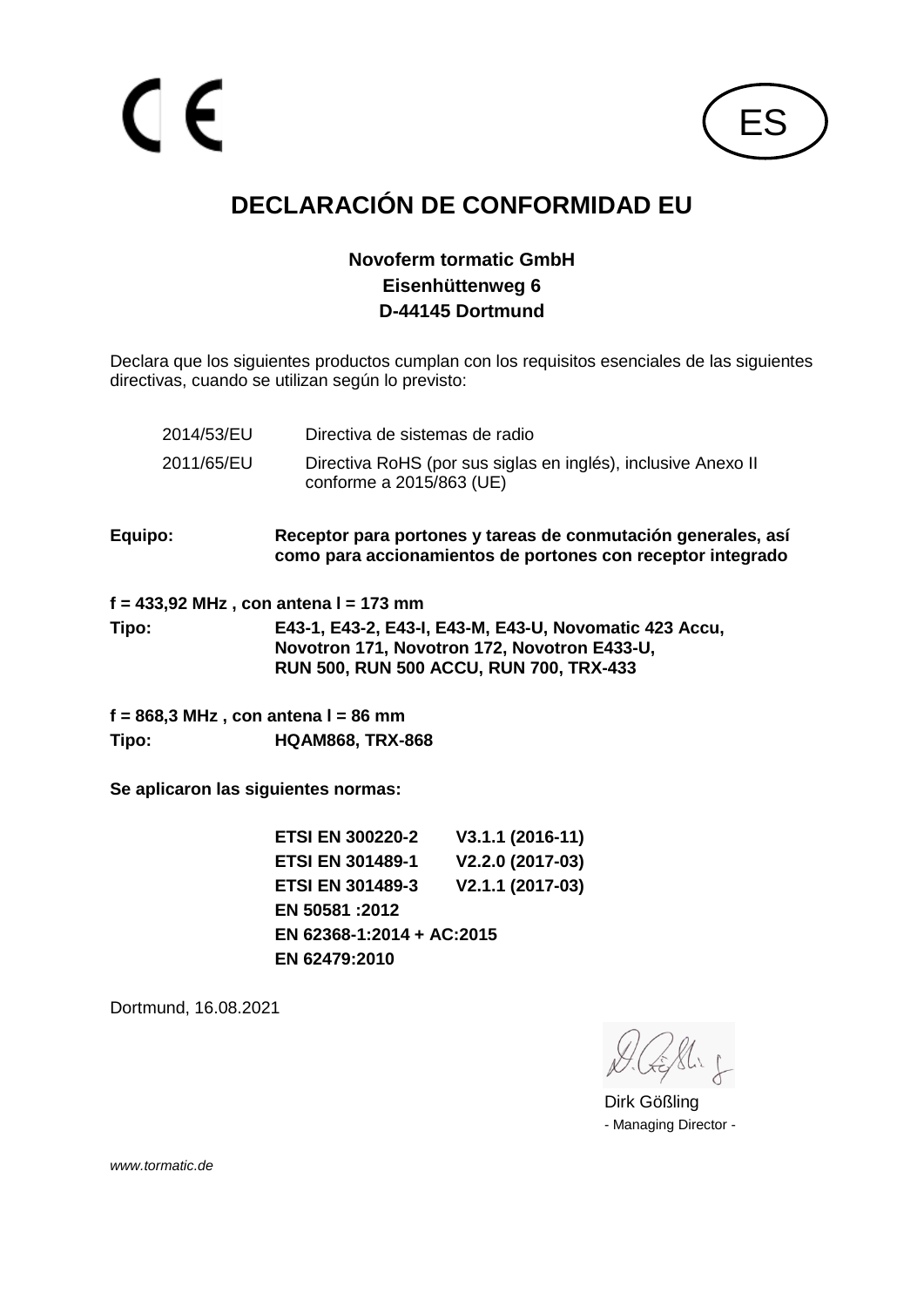CE

ES

# DECLARACIÓN DE CONFORMIDAD EU

**Novoferm tormatic GmbH**
**Eisenhüttenweg 6**
**D-44145 Dortmund**

Declara que los siguientes productos cumplan con los requisitos esenciales de las siguientes directivas, cuando se utilizan según lo previsto:

| | |
|---|---|
| 2014/53/EU | Directiva de sistemas de radio |
| 2011/65/EU | Directiva RoHS (por sus siglas en inglés), inclusive Anexo II conforme a 2015/863 (UE) |

**Equipo:** **Receptor para portones y tareas de conmutación generales, así como para accionamientos de portones con receptor integrado**

**f = 433,92 MHz , con antena l = 173 mm**

**Tipo:** **E43-1, E43-2, E43-I, E43-M, E43-U, Novomatic 423 Accu, Novotron 171, Novotron 172, Novotron E433-U, RUN 500, RUN 500 ACCU, RUN 700, TRX-433**

**f = 868,3 MHz , con antena l = 86 mm**

**Tipo:** **HQAM868, TRX-868**

**Se aplicaron las siguientes normas:**

| | |
|---|---|
| **ETSI EN 300220-2** | **V3.1.1 (2016-11)** |
| **ETSI EN 301489-1** | **V2.2.0 (2017-03)** |
| **ETSI EN 301489-3** | **V2.1.1 (2017-03)** |
| **EN 50581 :2012** | |
| **EN 62368-1:2014 + AC:2015** | |
| **EN 62479:2010** | |

Dortmund, 16.08.2021

Dirk Gößling
- Managing Director -

*www.tormatic.de*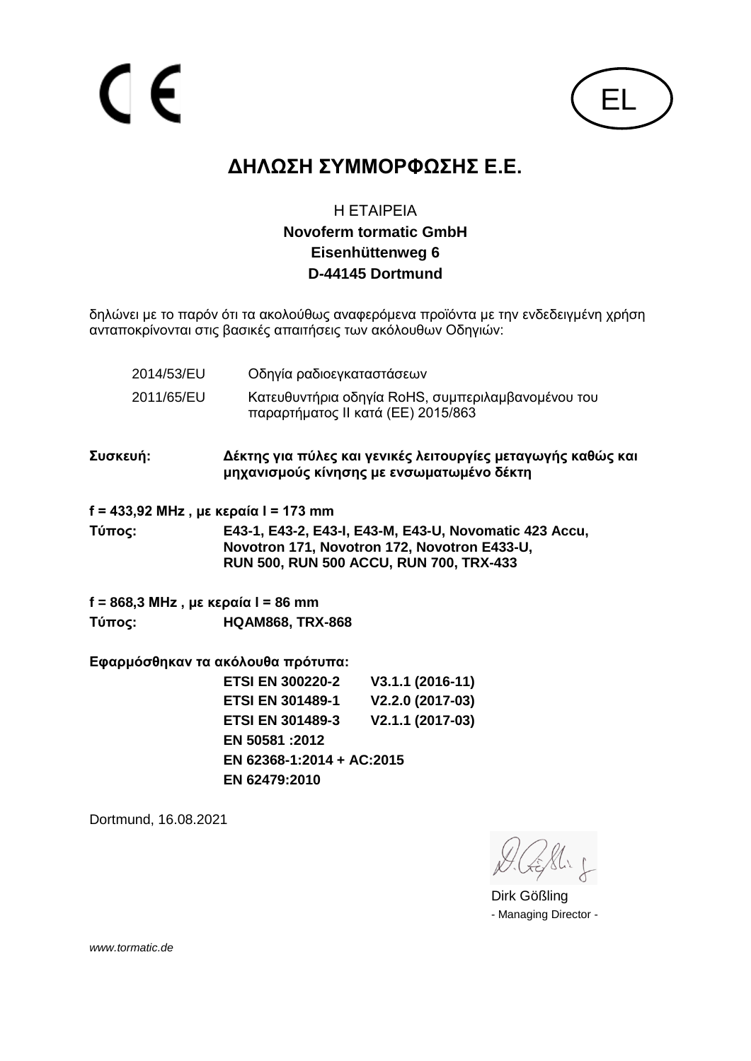CE

EL

# ΔΗΛΩΣΗ ΣΥΜΜΟΡΦΩΣΗΣ Ε.Ε.

Η ΕΤΑΙΡΕΙΑ
**Novoferm tormatic GmbH**
**Eisenhüttenweg 6**
**D-44145 Dortmund**

δηλώνει με το παρόν ότι τα ακολούθως αναφερόμενα προϊόντα με την ενδεδειγμένη χρήση ανταποκρίνονται στις βασικές απαιτήσεις των ακόλουθων Οδηγιών:

| | |
|---|---|
| 2014/53/EU | Οδηγία ραδιοεγκαταστάσεων |
| 2011/65/EU | Κατευθυντήρια οδηγία RoHS, συμπεριλαμβανομένου του παραρτήματος II κατά (EE) 2015/863 |

**Συσκευή:** **Δέκτης για πύλες και γενικές λειτουργίες μεταγωγής καθώς και μηχανισμούς κίνησης με ενσωματωμένο δέκτη**

**f = 433,92 MHz , με κεραία l = 173 mm**

**Τύπος:** **E43-1, E43-2, E43-I, E43-M, E43-U, Novomatic 423 Accu, Novotron 171, Novotron 172, Novotron E433-U, RUN 500, RUN 500 ACCU, RUN 700, TRX-433**

**f = 868,3 MHz , με κεραία l = 86 mm**

**Τύπος:** **HQAM868, TRX-868**

**Εφαρμόσθηκαν τα ακόλουθα πρότυπα:**

| | |
|---|---|
| **ETSI EN 300220-2** | **V3.1.1 (2016-11)** |
| **ETSI EN 301489-1** | **V2.2.0 (2017-03)** |
| **ETSI EN 301489-3** | **V2.1.1 (2017-03)** |
| **EN 50581 :2012** | |
| **EN 62368-1:2014 + AC:2015** | |
| **EN 62479:2010** | |

Dortmund, 16.08.2021

Dirk Gößling
- Managing Director -

*www.tormatic.de*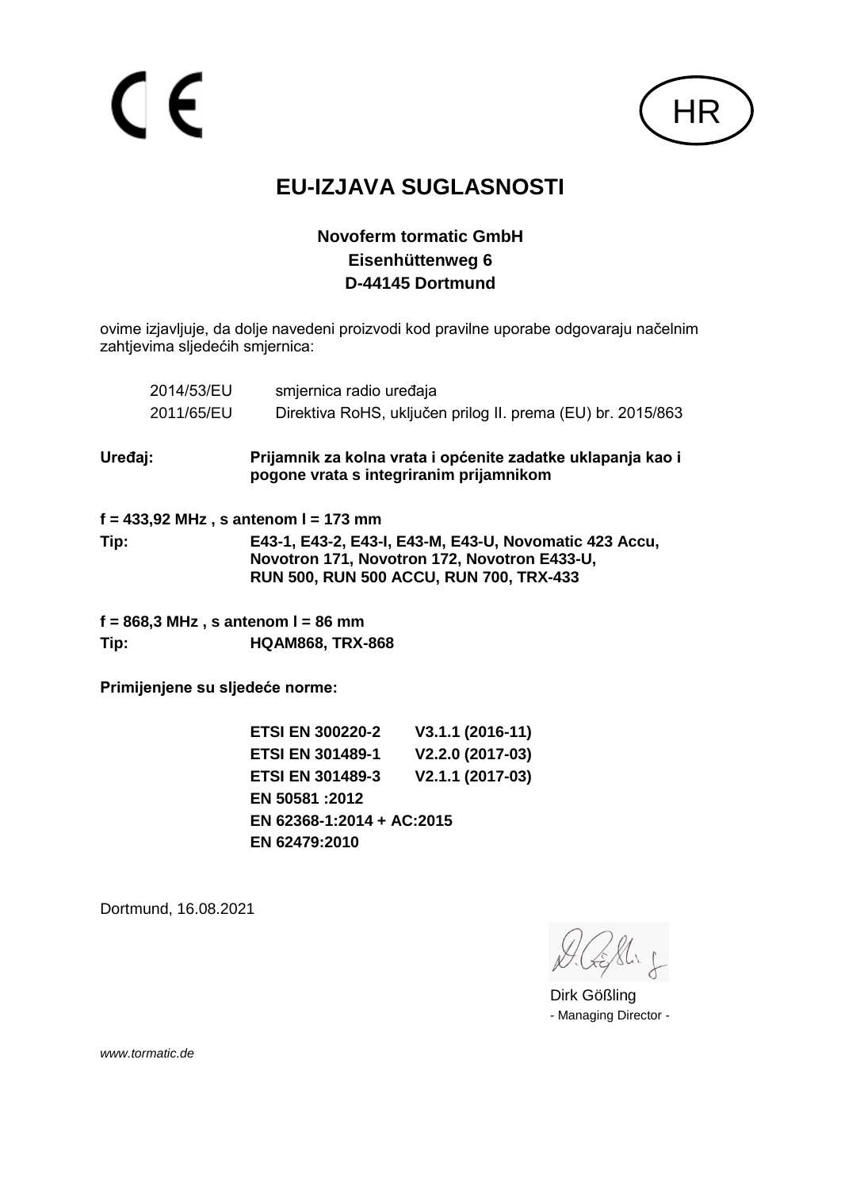CE

HR

# EU-IZJAVA SUGLASNOSTI

**Novoferm tormatic GmbH**
**Eisenhüttenweg 6**
**D-44145 Dortmund**

ovime izjavljuje, da dolje navedeni proizvodi kod pravilne uporabe odgovaraju načelnim zahtjevima sljedećih smjernica:

| | |
|---|---|
| 2014/53/EU | smjernica radio uređaja |
| 2011/65/EU | Direktiva RoHS, uključen prilog II. prema (EU) br. 2015/863 |

**Uređaj:** **Prijamnik za kolna vrata i općenite zadatke uklapanja kao i pogone vrata s integriranim prijamnikom**

**f = 433,92 MHz , s antenom l = 173 mm**

**Tip:** **E43-1, E43-2, E43-I, E43-M, E43-U, Novomatic 423 Accu, Novotron 171, Novotron 172, Novotron E433-U, RUN 500, RUN 500 ACCU, RUN 700, TRX-433**

**f = 868,3 MHz , s antenom l = 86 mm**

**Tip:** **HQAM868, TRX-868**

**Primijenjene su sljedeće norme:**

| | |
|---|---|
| **ETSI EN 300220-2** | **V3.1.1 (2016-11)** |
| **ETSI EN 301489-1** | **V2.2.0 (2017-03)** |
| **ETSI EN 301489-3** | **V2.1.1 (2017-03)** |
| **EN 50581 :2012** | |
| **EN 62368-1:2014 + AC:2015** | |
| **EN 62479:2010** | |

Dortmund, 16.08.2021

Dirk Gößling
- Managing Director -

*www.tormatic.de*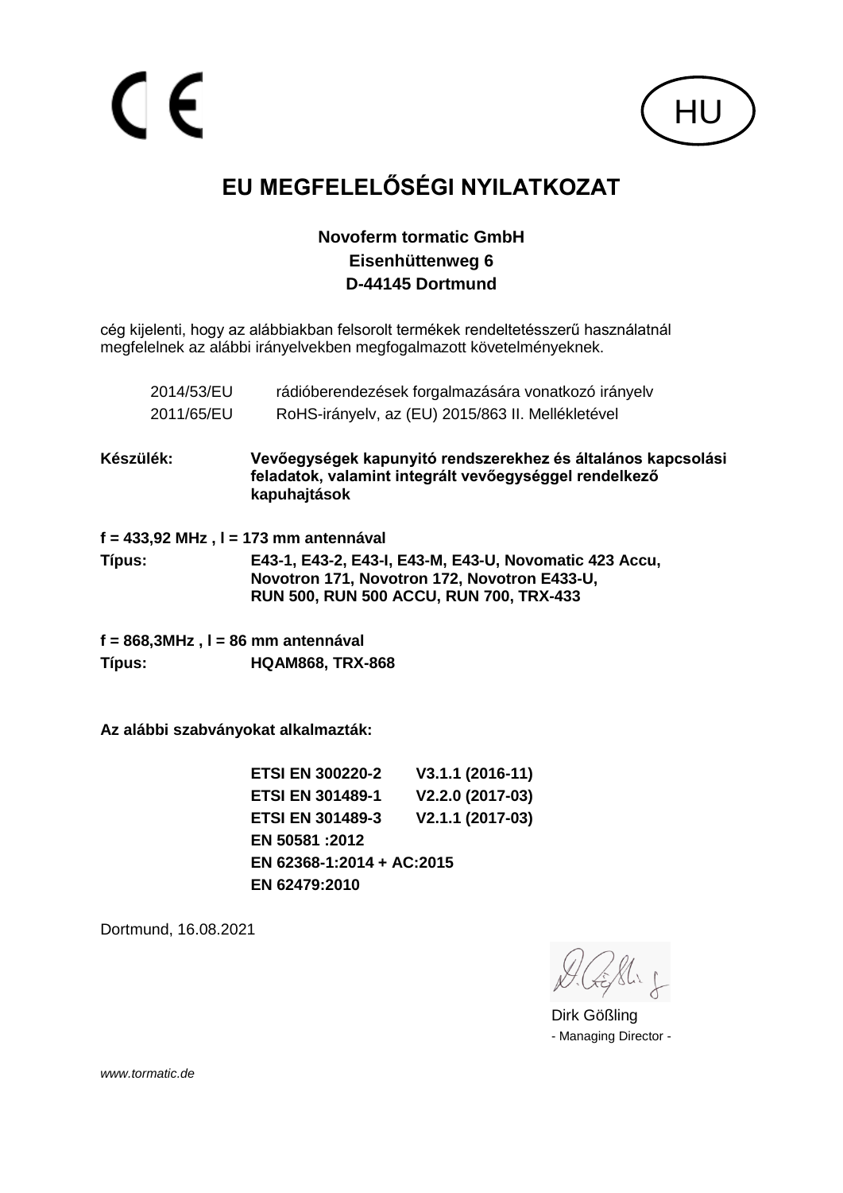CE

HU

# EU MEGFELELŐSÉGI NYILATKOZAT

**Novoferm tormatic GmbH**
**Eisenhüttenweg 6**
**D-44145 Dortmund**

cég kijelenti, hogy az alábbiakban felsorolt termékek rendeltetésszerű használatnál megfelelnek az alábbi irányelvekben megfogalmazott követelményeknek.

| | |
|---|---|
| 2014/53/EU | rádióberendezések forgalmazására vonatkozó irányelv |
| 2011/65/EU | RoHS-irányelv, az (EU) 2015/863 II. Mellékletével |

**Készülék:** **Vevőegységek kapunyitó rendszerekhez és általános kapcsolási feladatok, valamint integrált vevőegységgel rendelkező kapuhajtások**

**f = 433,92 MHz , l = 173 mm antennával**

**Típus:** **E43-1, E43-2, E43-I, E43-M, E43-U, Novomatic 423 Accu, Novotron 171, Novotron 172, Novotron E433-U, RUN 500, RUN 500 ACCU, RUN 700, TRX-433**

**f = 868,3MHz , l = 86 mm antennával**

**Típus:** **HQAM868, TRX-868**

**Az alábbi szabványokat alkalmazták:**

| | |
|---|---|
| **ETSI EN 300220-2** | **V3.1.1 (2016-11)** |
| **ETSI EN 301489-1** | **V2.2.0 (2017-03)** |
| **ETSI EN 301489-3** | **V2.1.1 (2017-03)** |
| **EN 50581 :2012** | |
| **EN 62368-1:2014 + AC:2015** | |
| **EN 62479:2010** | |

Dortmund, 16.08.2021

Dirk Gößling
- Managing Director -

*www.tormatic.de*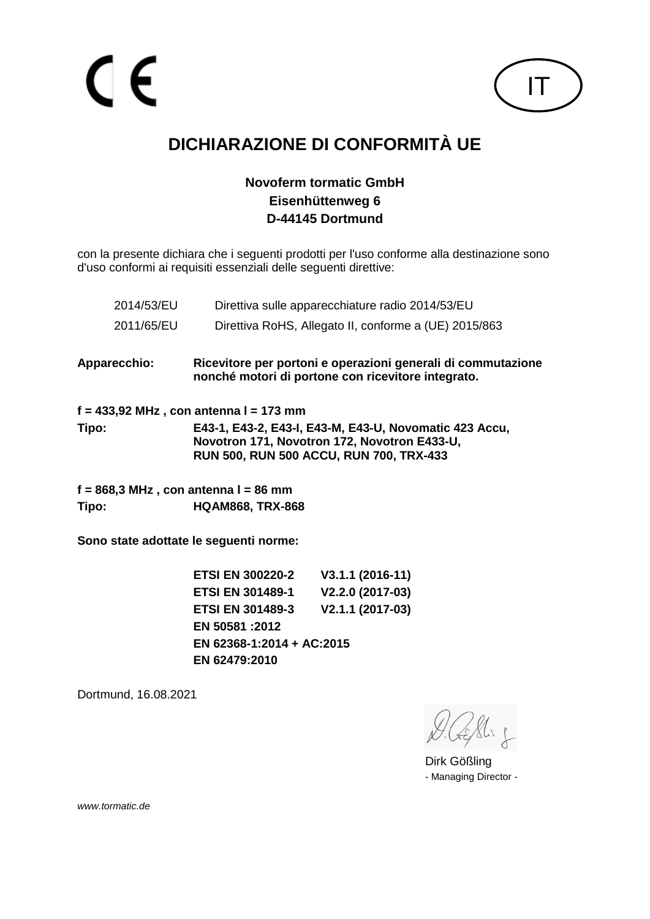CE

IT

# DICHIARAZIONE DI CONFORMITÀ UE

**Novoferm tormatic GmbH**
**Eisenhüttenweg 6**
**D-44145 Dortmund**

con la presente dichiara che i seguenti prodotti per l'uso conforme alla destinazione sono d'uso conformi ai requisiti essenziali delle seguenti direttive:

| | |
|---|---|
| 2014/53/EU | Direttiva sulle apparecchiature radio 2014/53/EU |
| 2011/65/EU | Direttiva RoHS, Allegato II, conforme a (UE) 2015/863 |

**Apparecchio:** **Ricevitore per portoni e operazioni generali di commutazione nonché motori di portone con ricevitore integrato.**

**f = 433,92 MHz , con antenna l = 173 mm**

**Tipo:** **E43-1, E43-2, E43-I, E43-M, E43-U, Novomatic 423 Accu, Novotron 171, Novotron 172, Novotron E433-U, RUN 500, RUN 500 ACCU, RUN 700, TRX-433**

**f = 868,3 MHz , con antenna l = 86 mm**

**Tipo:** **HQAM868, TRX-868**

**Sono state adottate le seguenti norme:**

**ETSI EN 300220-2 V3.1.1 (2016-11)**
**ETSI EN 301489-1 V2.2.0 (2017-03)**
**ETSI EN 301489-3 V2.1.1 (2017-03)**
**EN 50581 :2012**
**EN 62368-1:2014 + AC:2015**
**EN 62479:2010**

Dortmund, 16.08.2021

Dirk Gößling
- Managing Director -

*www.tormatic.de*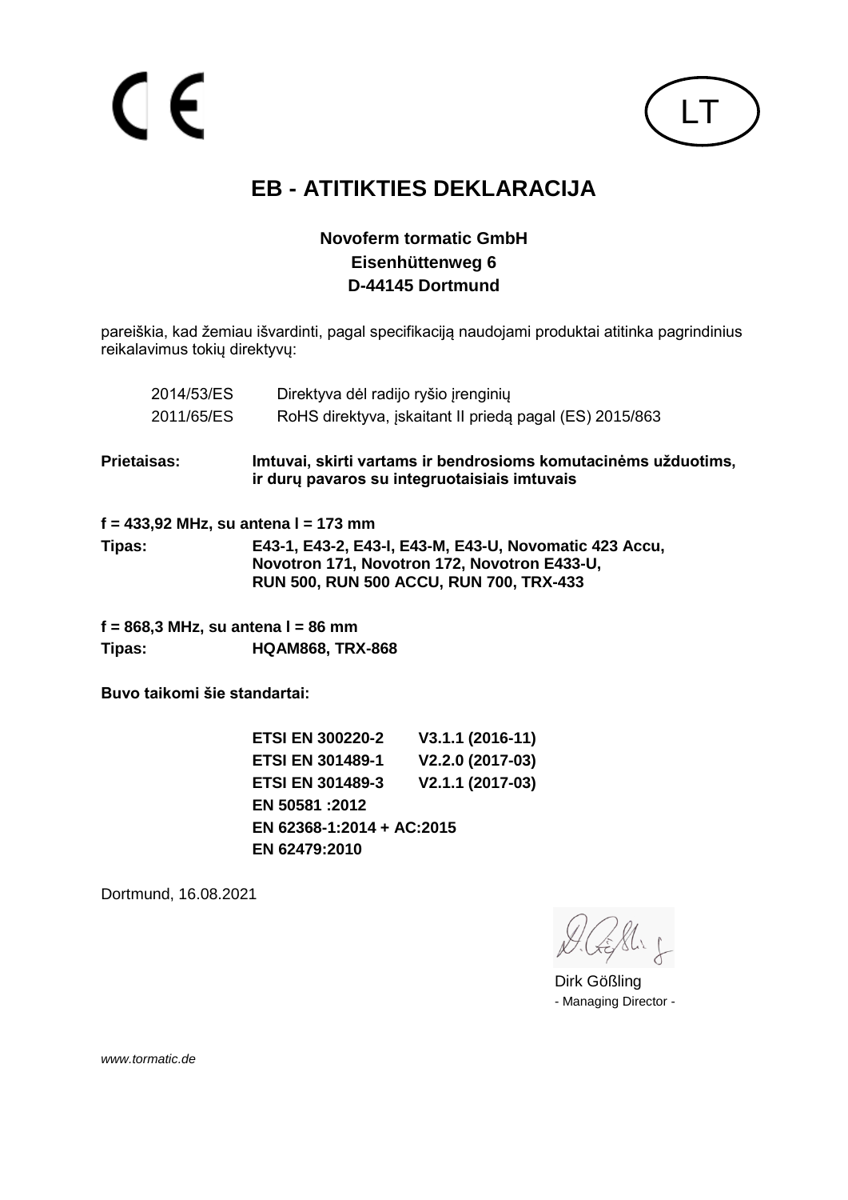CE

LT

# EB - ATITIKTIES DEKLARACIJA

**Novoferm tormatic GmbH**
**Eisenhüttenweg 6**
**D-44145 Dortmund**

pareiškia, kad žemiau išvardinti, pagal specifikaciją naudojami produktai atitinka pagrindinius reikalavimus tokių direktyvų:

| | |
|---|---|
| 2014/53/ES | Direktyva dėl radijo ryšio įrenginių |
| 2011/65/ES | RoHS direktyva, įskaitant II priedą pagal (ES) 2015/863 |

**Prietaisas:** **Imtuvai, skirti vartams ir bendrosioms komutacinėms užduotims, ir durų pavaros su integruotaisiais imtuvais**

**f = 433,92 MHz, su antena l = 173 mm**

**Tipas:** **E43-1, E43-2, E43-I, E43-M, E43-U, Novomatic 423 Accu, Novotron 171, Novotron 172, Novotron E433-U, RUN 500, RUN 500 ACCU, RUN 700, TRX-433**

**f = 868,3 MHz, su antena l = 86 mm**

**Tipas:** **HQAM868, TRX-868**

**Buvo taikomi šie standartai:**

| | |
|---|---|
| **ETSI EN 300220-2** | **V3.1.1 (2016-11)** |
| **ETSI EN 301489-1** | **V2.2.0 (2017-03)** |
| **ETSI EN 301489-3** | **V2.1.1 (2017-03)** |
| **EN 50581 :2012** | |
| **EN 62368-1:2014 + AC:2015** | |
| **EN 62479:2010** | |

Dortmund, 16.08.2021

Dirk Gößling
- Managing Director -

*www.tormatic.de*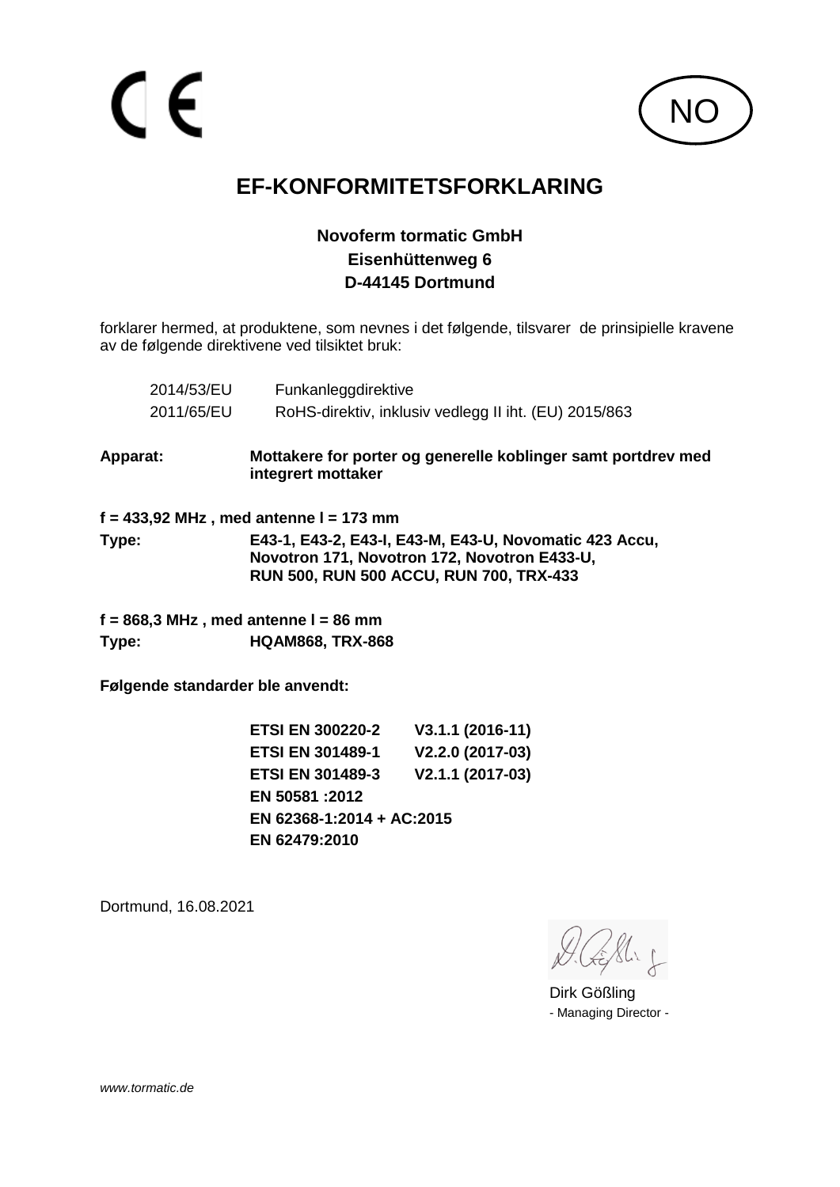CE

NO

# EF-KONFORMITETSFORKLARING

**Novoferm tormatic GmbH**
**Eisenhüttenweg 6**
**D-44145 Dortmund**

forklarer hermed, at produktene, som nevnes i det følgende, tilsvarer de prinsipielle kravene av de følgende direktivene ved tilsiktet bruk:

| | |
|---|---|
| 2014/53/EU | Funkanleggdirektive |
| 2011/65/EU | RoHS-direktiv, inklusiv vedlegg II iht. (EU) 2015/863 |

**Apparat:** **Mottakere for porter og generelle koblinger samt portdrev med integrert mottaker**

**f = 433,92 MHz , med antenne l = 173 mm**

**Type:** **E43-1, E43-2, E43-I, E43-M, E43-U, Novomatic 423 Accu, Novotron 171, Novotron 172, Novotron E433-U, RUN 500, RUN 500 ACCU, RUN 700, TRX-433**

**f = 868,3 MHz , med antenne l = 86 mm**

**Type:** **HQAM868, TRX-868**

**Følgende standarder ble anvendt:**

| | |
|---|---|
| **ETSI EN 300220-2** | **V3.1.1 (2016-11)** |
| **ETSI EN 301489-1** | **V2.2.0 (2017-03)** |
| **ETSI EN 301489-3** | **V2.1.1 (2017-03)** |
| **EN 50581 :2012** | |
| **EN 62368-1:2014 + AC:2015** | |
| **EN 62479:2010** | |

Dortmund, 16.08.2021

Dirk Gößling
- Managing Director -

*www.tormatic.de*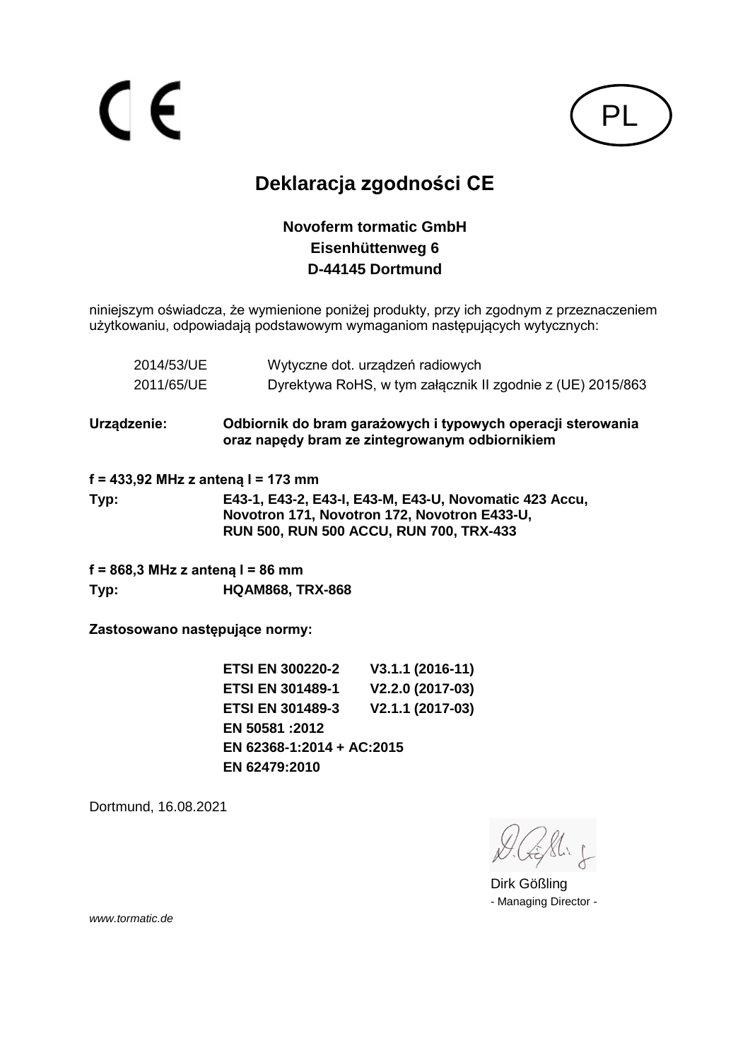CE

PL

# Deklaracja zgodności CE

**Novoferm tormatic GmbH**
**Eisenhüttenweg 6**
**D-44145 Dortmund**

niniejszym oświadcza, że wymienione poniżej produkty, przy ich zgodnym z przeznaczeniem użytkowaniu, odpowiadają podstawowym wymaganiom następujących wytycznych:

| | |
|---|---|
| 2014/53/UE | Wytyczne dot. urządzeń radiowych |
| 2011/65/UE | Dyrektywa RoHS, w tym załącznik II zgodnie z (UE) 2015/863 |

**Urządzenie:** **Odbiornik do bram garażowych i typowych operacji sterowania oraz napędy bram ze zintegrowanym odbiornikiem**

**f = 433,92 MHz z anteną l = 173 mm**

**Typ:** **E43-1, E43-2, E43-I, E43-M, E43-U, Novomatic 423 Accu, Novotron 171, Novotron 172, Novotron E433-U, RUN 500, RUN 500 ACCU, RUN 700, TRX-433**

**f = 868,3 MHz z anteną l = 86 mm**

**Typ:** **HQAM868, TRX-868**

**Zastosowano następujące normy:**

| | |
|---|---|
| **ETSI EN 300220-2** | **V3.1.1 (2016-11)** |
| **ETSI EN 301489-1** | **V2.2.0 (2017-03)** |
| **ETSI EN 301489-3** | **V2.1.1 (2017-03)** |
| **EN 50581 :2012** | |
| **EN 62368-1:2014 + AC:2015** | |
| **EN 62479:2010** | |

Dortmund, 16.08.2021

Dirk Gößling
\- Managing Director -

*www.tormatic.de*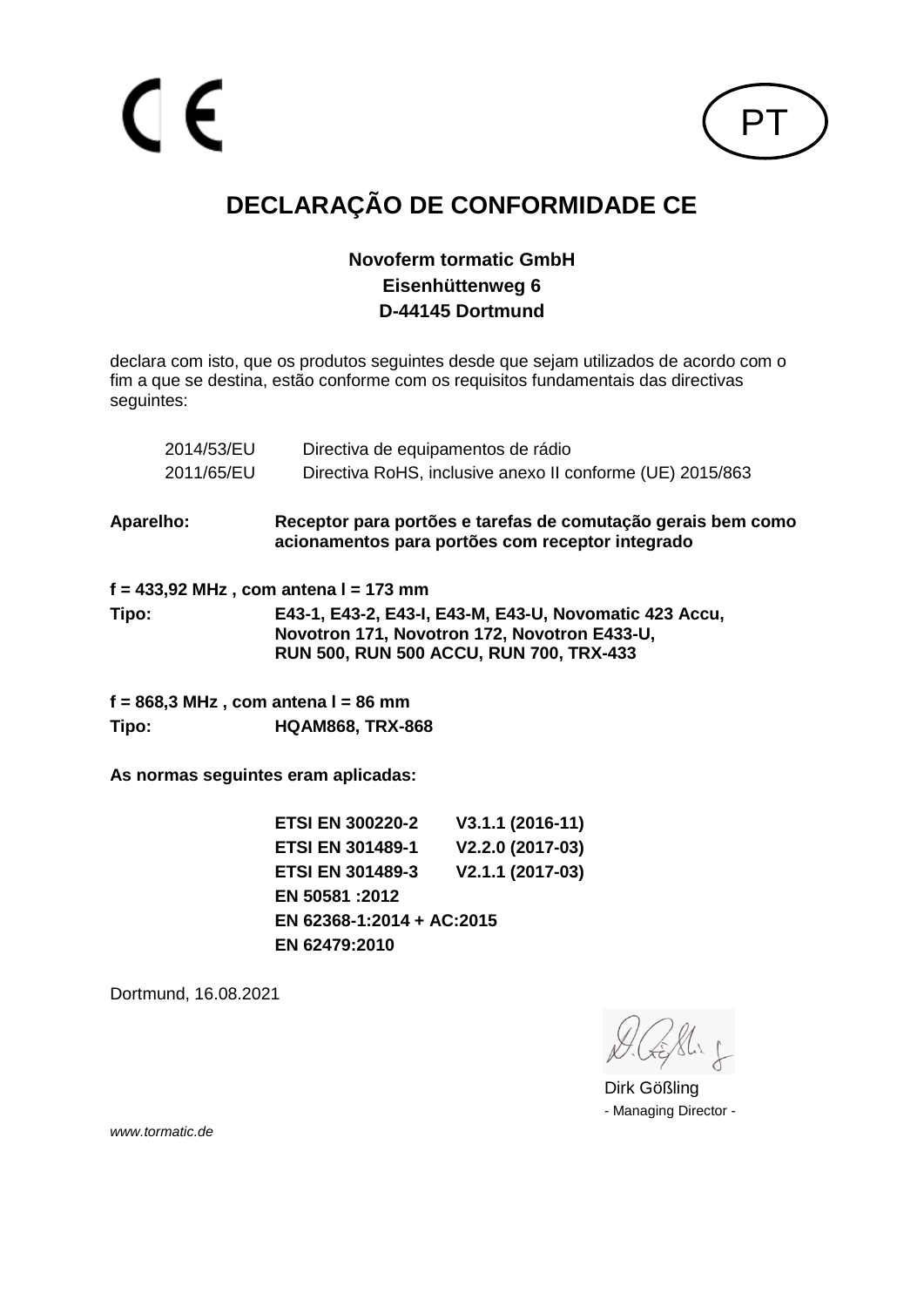CE

PT

# DECLARAÇÃO DE CONFORMIDADE CE

**Novoferm tormatic GmbH**
**Eisenhüttenweg 6**
**D-44145 Dortmund**

declara com isto, que os produtos seguintes desde que sejam utilizados de acordo com o fim a que se destina, estão conforme com os requisitos fundamentais das directivas seguintes:

| | |
|---|---|
| 2014/53/EU | Directiva de equipamentos de rádio |
| 2011/65/EU | Directiva RoHS, inclusive anexo II conforme (UE) 2015/863 |

**Aparelho:** **Receptor para portões e tarefas de comutação gerais bem como acionamentos para portões com receptor integrado**

**f = 433,92 MHz , com antena l = 173 mm**

**Tipo:** **E43-1, E43-2, E43-I, E43-M, E43-U, Novomatic 423 Accu, Novotron 171, Novotron 172, Novotron E433-U, RUN 500, RUN 500 ACCU, RUN 700, TRX-433**

**f = 868,3 MHz , com antena l = 86 mm**

**Tipo:** **HQAM868, TRX-868**

**As normas seguintes eram aplicadas:**

**ETSI EN 300220-2 V3.1.1 (2016-11)**
**ETSI EN 301489-1 V2.2.0 (2017-03)**
**ETSI EN 301489-3 V2.1.1 (2017-03)**
**EN 50581 :2012**
**EN 62368-1:2014 + AC:2015**
**EN 62479:2010**

Dortmund, 16.08.2021

Dirk Gößling
- Managing Director -

*www.tormatic.de*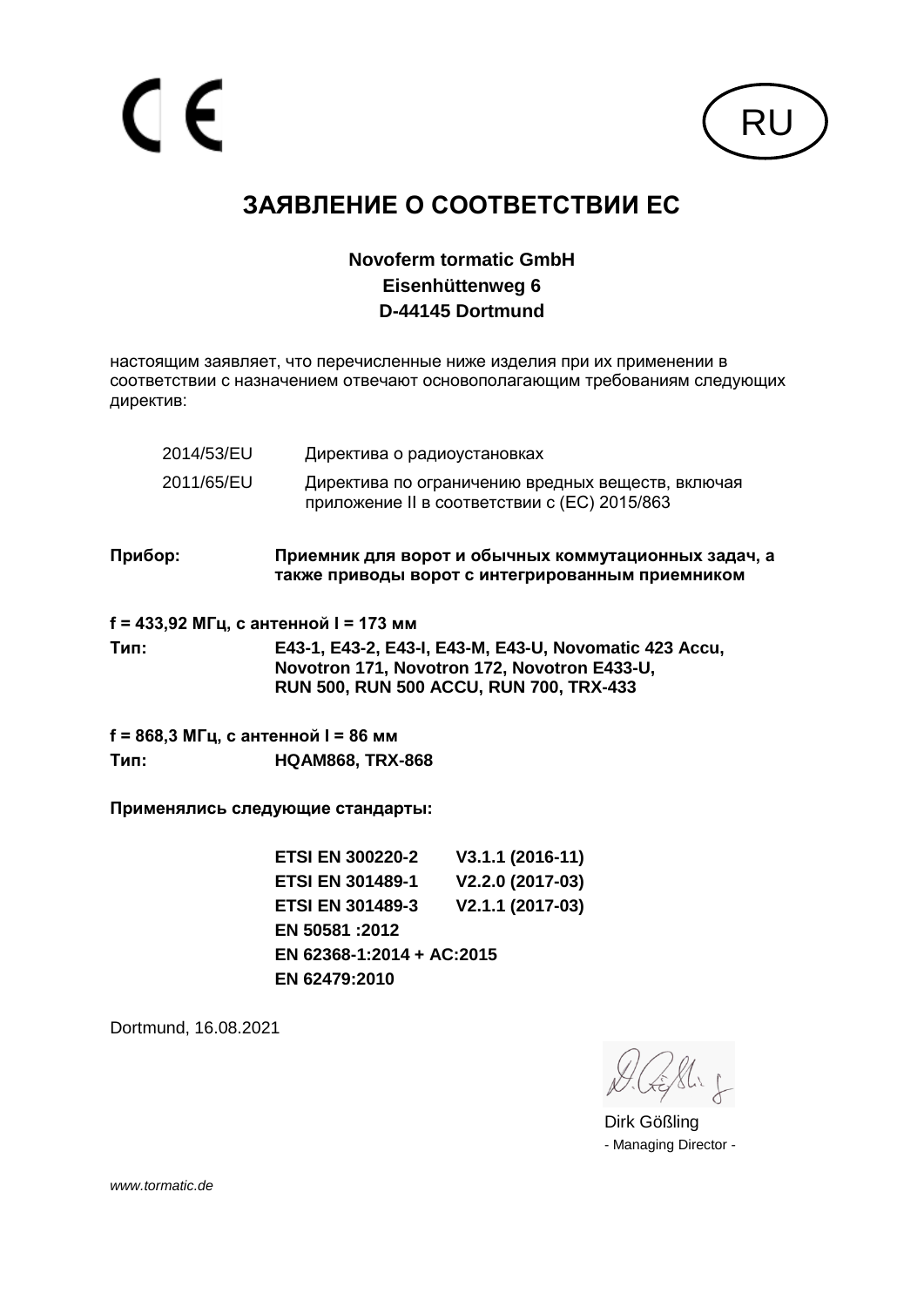CE

RU

# ЗАЯВЛЕНИЕ О СООТВЕТСТВИИ ЕС

**Novoferm tormatic GmbH**
**Eisenhüttenweg 6**
**D-44145 Dortmund**

настоящим заявляет, что перечисленные ниже изделия при их применении в соответствии с назначением отвечают основополагающим требованиям следующих директив:

| | |
|---|---|
| 2014/53/EU | Директива о радиоустановках |
| 2011/65/EU | Директива по ограничению вредных веществ, включая приложение II в соответствии с (EC) 2015/863 |

**Прибор:** **Приемник для ворот и обычных коммутационных задач, а также приводы ворот с интегрированным приемником**

**f = 433,92 МГц, с антенной l = 173 мм**

**Тип:** **E43-1, E43-2, E43-I, E43-M, E43-U, Novomatic 423 Accu, Novotron 171, Novotron 172, Novotron E433-U, RUN 500, RUN 500 ACCU, RUN 700, TRX-433**

**f = 868,3 МГц, с антенной l = 86 мм**

**Тип:** **HQAM868, TRX-868**

**Применялись следующие стандарты:**

**ETSI EN 300220-2 V3.1.1 (2016-11)**
**ETSI EN 301489-1 V2.2.0 (2017-03)**
**ETSI EN 301489-3 V2.1.1 (2017-03)**
**EN 50581 :2012**
**EN 62368-1:2014 + AC:2015**
**EN 62479:2010**

Dortmund, 16.08.2021

Dirk Gößling
- Managing Director -

*www.tormatic.de*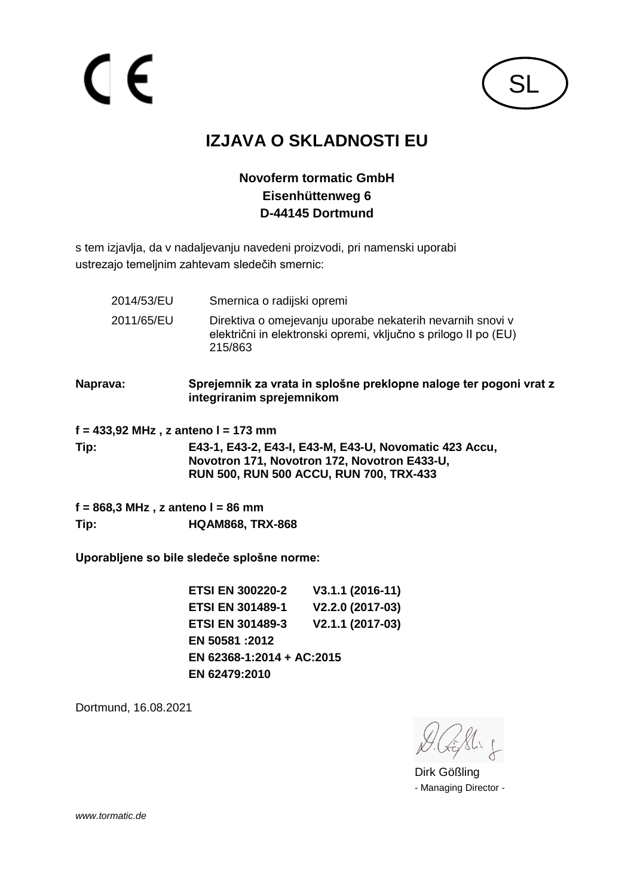CE

SL

# IZJAVA O SKLADNOSTI EU

**Novoferm tormatic GmbH**
**Eisenhüttenweg 6**
**D-44145 Dortmund**

s tem izjavlja, da v nadaljevanju navedeni proizvodi, pri namenski uporabi ustrezajo temeljnim zahtevam sledečih smernic:

| | |
|---|---|
| 2014/53/EU | Smernica o radijski opremi |
| 2011/65/EU | Direktiva o omejevanju uporabe nekaterih nevarnih snovi v električni in elektronski opremi, vključno s prilogo II po (EU) 215/863 |

**Naprava:** **Sprejemnik za vrata in splošne preklopne naloge ter pogoni vrat z integriranim sprejemnikom**

**f = 433,92 MHz , z anteno l = 173 mm**

**Tip:** **E43-1, E43-2, E43-I, E43-M, E43-U, Novomatic 423 Accu, Novotron 171, Novotron 172, Novotron E433-U, RUN 500, RUN 500 ACCU, RUN 700, TRX-433**

**f = 868,3 MHz , z anteno l = 86 mm**

**Tip:** **HQAM868, TRX-868**

**Uporabljene so bile sledeče splošne norme:**

| | |
|---|---|
| **ETSI EN 300220-2** | **V3.1.1 (2016-11)** |
| **ETSI EN 301489-1** | **V2.2.0 (2017-03)** |
| **ETSI EN 301489-3** | **V2.1.1 (2017-03)** |
| **EN 50581 :2012** | |
| **EN 62368-1:2014 + AC:2015** | |
| **EN 62479:2010** | |

Dortmund, 16.08.2021

Dirk Gößling
- Managing Director -

*www.tormatic.de*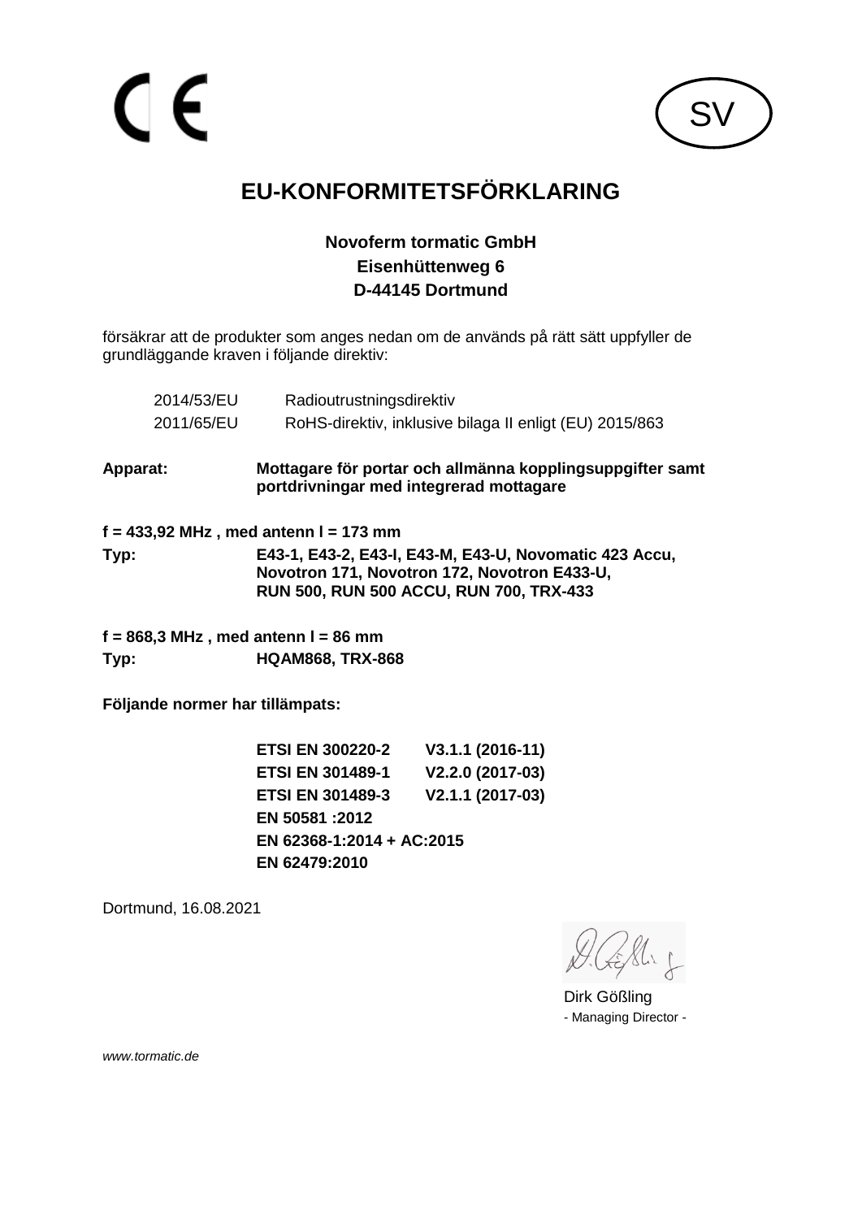CE

SV

# EU-KONFORMITETSFÖRKLARING

**Novoferm tormatic GmbH**
**Eisenhüttenweg 6**
**D-44145 Dortmund**

försäkrar att de produkter som anges nedan om de används på rätt sätt uppfyller de grundläggande kraven i följande direktiv:

| | |
|---|---|
| 2014/53/EU | Radioutrustningsdirektiv |
| 2011/65/EU | RoHS-direktiv, inklusive bilaga II enligt (EU) 2015/863 |

**Apparat:** **Mottagare för portar och allmänna kopplingsuppgifter samt portdrivningar med integrerad mottagare**

**f = 433,92 MHz , med antenn l = 173 mm**

**Typ:** **E43-1, E43-2, E43-I, E43-M, E43-U, Novomatic 423 Accu, Novotron 171, Novotron 172, Novotron E433-U, RUN 500, RUN 500 ACCU, RUN 700, TRX-433**

**f = 868,3 MHz , med antenn l = 86 mm**

**Typ:** **HQAM868, TRX-868**

**Följande normer har tillämpats:**

| | |
|---|---|
| **ETSI EN 300220-2** | **V3.1.1 (2016-11)** |
| **ETSI EN 301489-1** | **V2.2.0 (2017-03)** |
| **ETSI EN 301489-3** | **V2.1.1 (2017-03)** |
| **EN 50581 :2012** | |
| **EN 62368-1:2014 + AC:2015** | |
| **EN 62479:2010** | |

Dortmund, 16.08.2021

Dirk Gößling
- Managing Director -

*www.tormatic.de*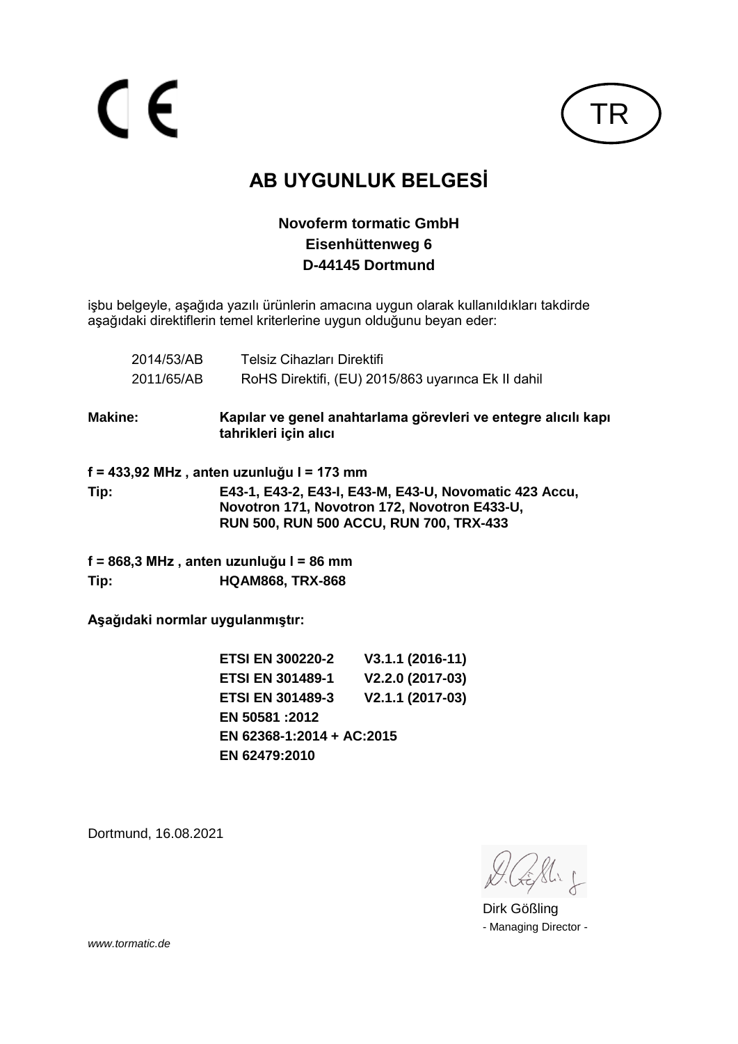CE

TR

# AB UYGUNLUK BELGESİ

**Novoferm tormatic GmbH**
**Eisenhüttenweg 6**
**D-44145 Dortmund**

işbu belgeyle, aşağıda yazılı ürünlerin amacına uygun olarak kullanıldıkları takdirde aşağıdaki direktiflerin temel kriterlerine uygun olduğunu beyan eder:

| | |
|---|---|
| 2014/53/AB | Telsiz Cihazları Direktifi |
| 2011/65/AB | RoHS Direktifi, (EU) 2015/863 uyarınca Ek II dahil |

**Makine:** **Kapılar ve genel anahtarlama görevleri ve entegre alıcılı kapı tahrikleri için alıcı**

**f = 433,92 MHz , anten uzunluğu l = 173 mm**

**Tip:** **E43-1, E43-2, E43-I, E43-M, E43-U, Novomatic 423 Accu, Novotron 171, Novotron 172, Novotron E433-U, RUN 500, RUN 500 ACCU, RUN 700, TRX-433**

**f = 868,3 MHz , anten uzunluğu l = 86 mm**

**Tip:** **HQAM868, TRX-868**

**Aşağıdaki normlar uygulanmıştır:**

| | |
|---|---|
| **ETSI EN 300220-2** | **V3.1.1 (2016-11)** |
| **ETSI EN 301489-1** | **V2.2.0 (2017-03)** |
| **ETSI EN 301489-3** | **V2.1.1 (2017-03)** |
| **EN 50581 :2012** | |
| **EN 62368-1:2014 + AC:2015** | |
| **EN 62479:2010** | |

Dortmund, 16.08.2021

Dirk Gößling
- Managing Director -

*www.tormatic.de*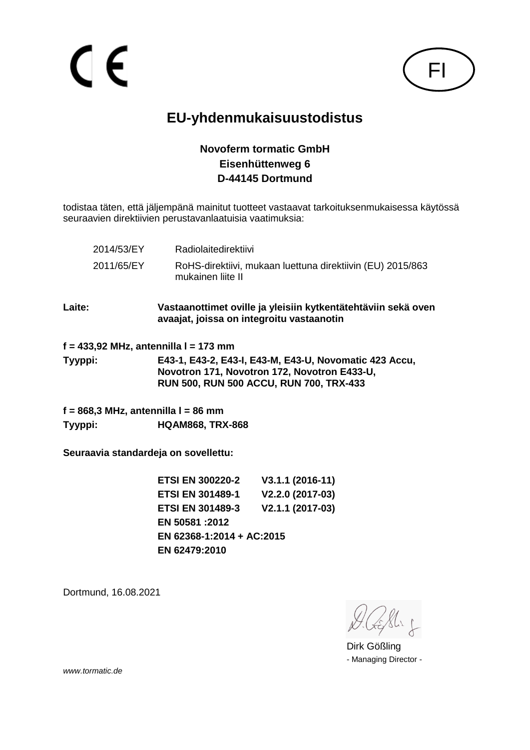CE

FI

# EU-yhdenmukaisuustodistus

**Novoferm tormatic GmbH**
**Eisenhüttenweg 6**
**D-44145 Dortmund**

todistaa täten, että jäljempänä mainitut tuotteet vastaavat tarkoituksenmukaisessa käytössä seuraavien direktiivien perustavanlaatuisia vaatimuksia:

| | |
|---|---|
| 2014/53/EY | Radiolaitedirektiivi |
| 2011/65/EY | RoHS-direktiivi, mukaan luettuna direktiivin (EU) 2015/863 mukainen liite II |

**Laite:** **Vastaanottimet oville ja yleisiin kytkentätehtäviin sekä oven avaajat, joissa on integroitu vastaanotin**

**f = 433,92 MHz, antennilla l = 173 mm**

**Tyyppi:** **E43-1, E43-2, E43-I, E43-M, E43-U, Novomatic 423 Accu, Novotron 171, Novotron 172, Novotron E433-U, RUN 500, RUN 500 ACCU, RUN 700, TRX-433**

**f = 868,3 MHz, antennilla l = 86 mm**

**Tyyppi:** **HQAM868, TRX-868**

**Seuraavia standardeja on sovellettu:**

| | |
|---|---|
| **ETSI EN 300220-2** | **V3.1.1 (2016-11)** |
| **ETSI EN 301489-1** | **V2.2.0 (2017-03)** |
| **ETSI EN 301489-3** | **V2.1.1 (2017-03)** |
| **EN 50581 :2012** | |
| **EN 62368-1:2014 + AC:2015** | |
| **EN 62479:2010** | |

Dortmund, 16.08.2021

Dirk Gößling
- Managing Director -

*www.tormatic.de*